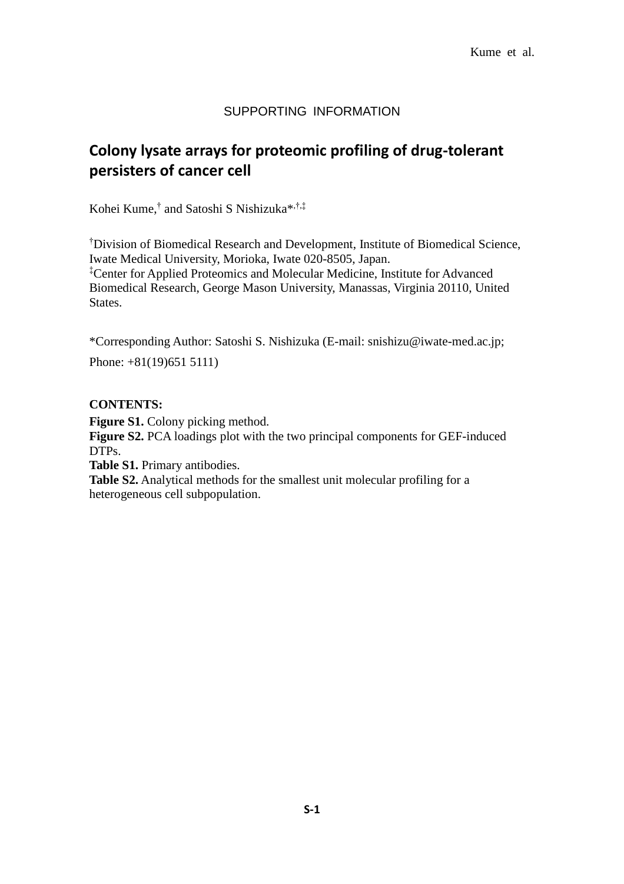SUPPORTING INFORMATION

# Colony lysate arrays for proteomic profiling of drug-tolerant persisters of cancer cell

Kohei Kume,[†] and Satoshi S Nishizuka*,[†,‡]

[†]Division of Biomedical Research and Development, Institute of Biomedical Science, Iwate Medical University, Morioka, Iwate 020-8505, Japan.
[‡]Center for Applied Proteomics and Molecular Medicine, Institute for Advanced Biomedical Research, George Mason University, Manassas, Virginia 20110, United States.

*Corresponding Author: Satoshi S. Nishizuka (E-mail: snishizu@iwate-med.ac.jp; Phone: +81(19)651 5111)

**CONTENTS:**

**Figure S1.** Colony picking method.
**Figure S2.** PCA loadings plot with the two principal components for GEF-induced DTPs.
**Table S1.** Primary antibodies.
**Table S2.** Analytical methods for the smallest unit molecular profiling for a heterogeneous cell subpopulation.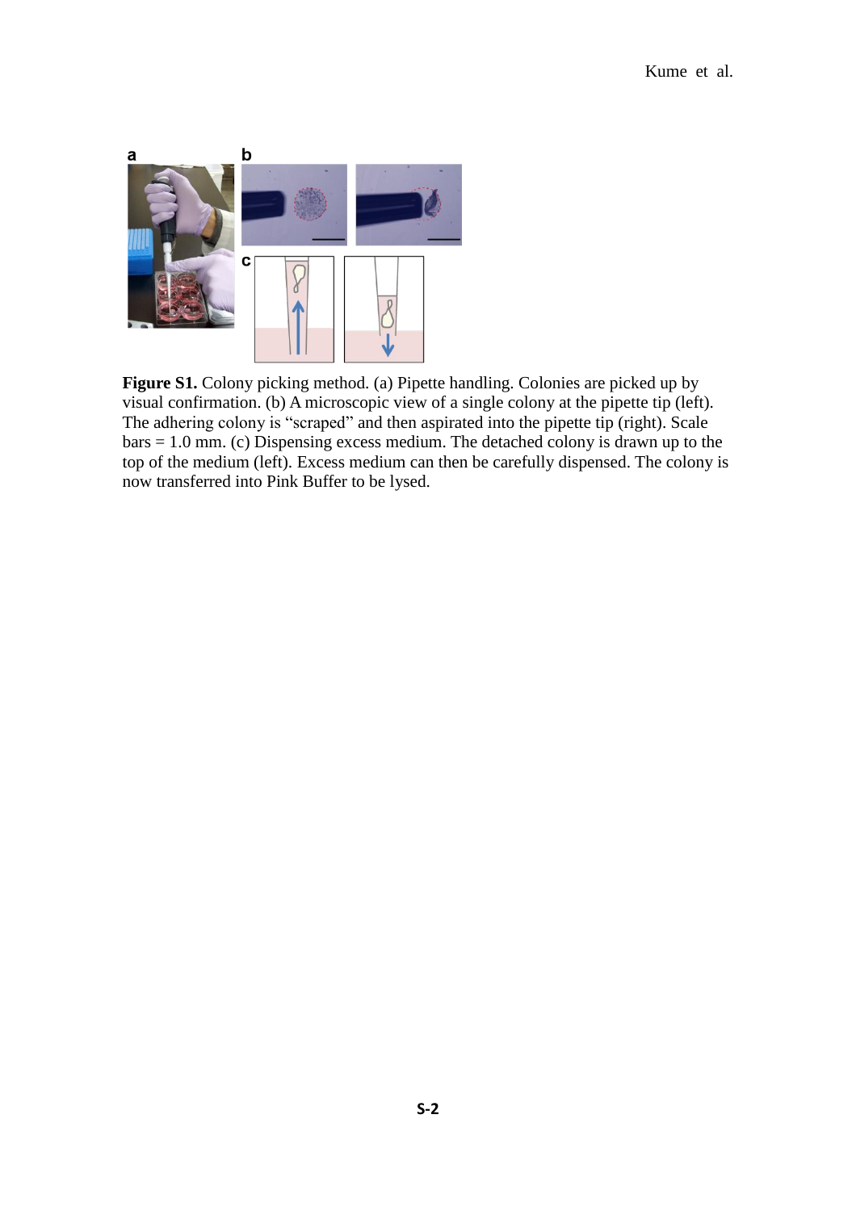**Figure S1.** Colony picking method. (a) Pipette handling. Colonies are picked up by visual confirmation. (b) A microscopic view of a single colony at the pipette tip (left). The adhering colony is “scraped” and then aspirated into the pipette tip (right). Scale bars = 1.0 mm. (c) Dispensing excess medium. The detached colony is drawn up to the top of the medium (left). Excess medium can then be carefully dispensed. The colony is now transferred into Pink Buffer to be lysed.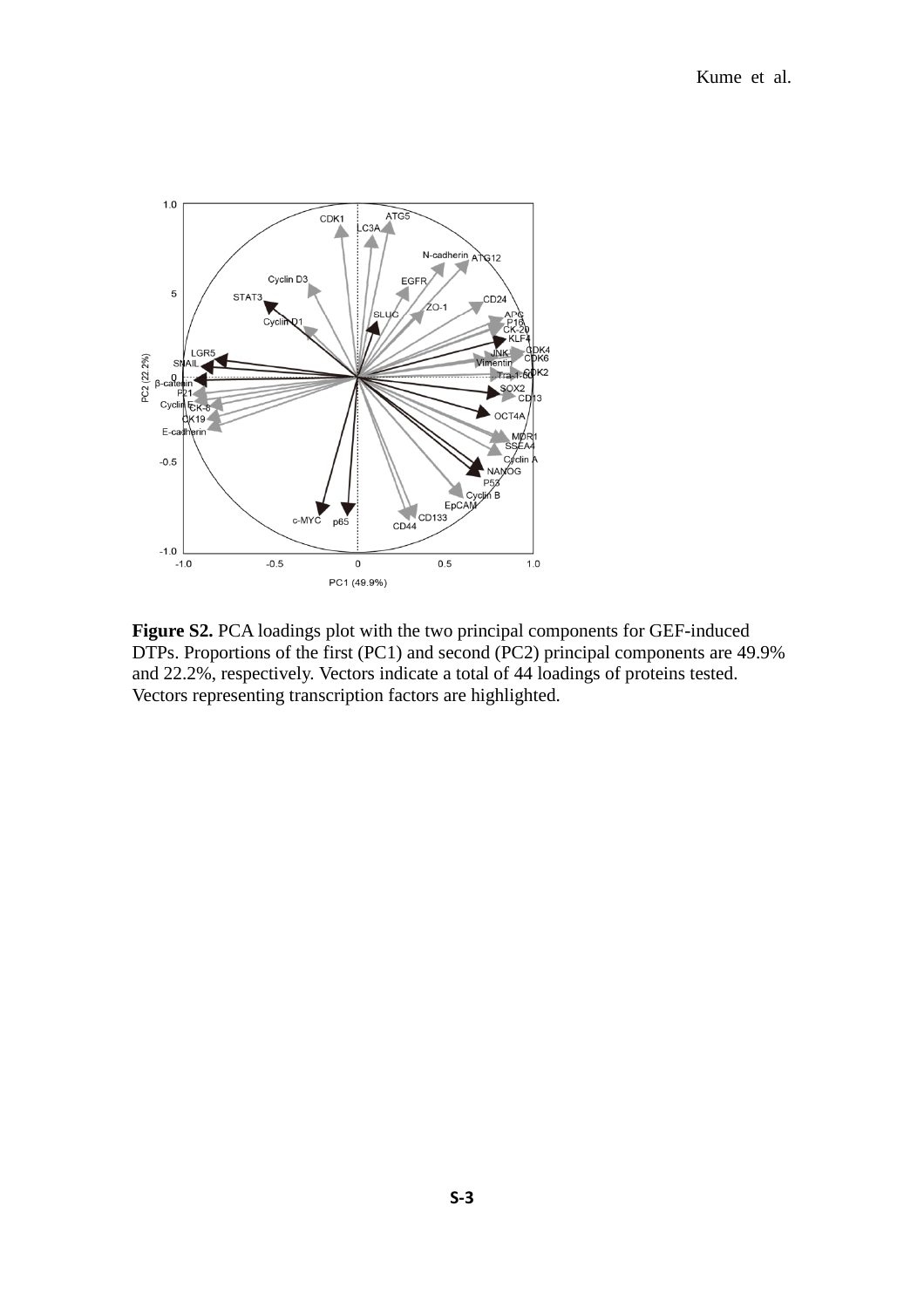**Figure S2.** PCA loadings plot with the two principal components for GEF-induced DTPs. Proportions of the first (PC1) and second (PC2) principal components are 49.9% and 22.2%, respectively. Vectors indicate a total of 44 loadings of proteins tested. Vectors representing transcription factors are highlighted.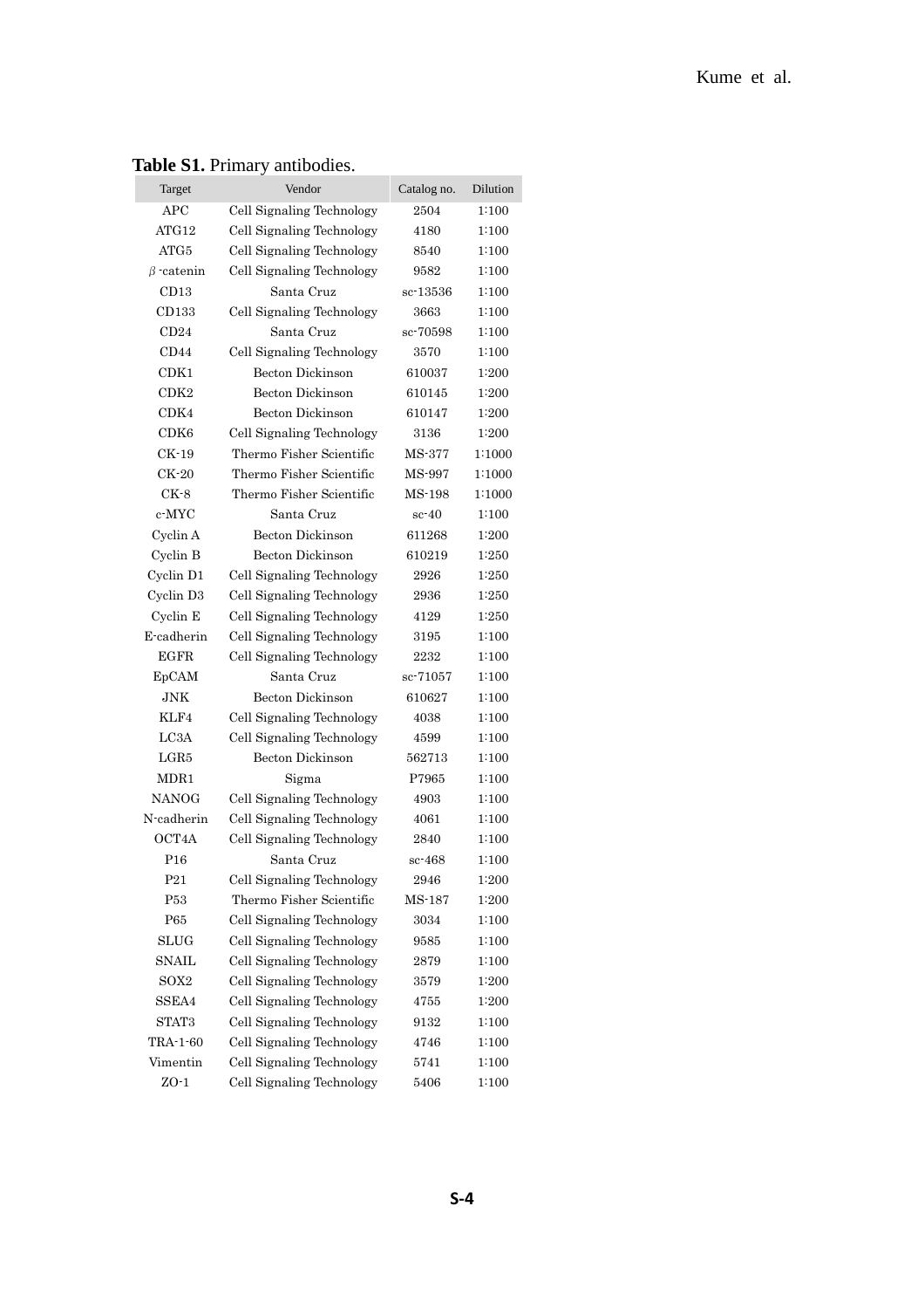**Table S1.** Primary antibodies.

| Target | Vendor | Catalog no. | Dilution |
|---|---|---|---|
| APC | Cell Signaling Technology | 2504 | 1:100 |
| ATG12 | Cell Signaling Technology | 4180 | 1:100 |
| ATG5 | Cell Signaling Technology | 8540 | 1:100 |
| $\beta$-catenin | Cell Signaling Technology | 9582 | 1:100 |
| CD13 | Santa Cruz | sc-13536 | 1:100 |
| CD133 | Cell Signaling Technology | 3663 | 1:100 |
| CD24 | Santa Cruz | sc-70598 | 1:100 |
| CD44 | Cell Signaling Technology | 3570 | 1:100 |
| CDK1 | Becton Dickinson | 610037 | 1:200 |
| CDK2 | Becton Dickinson | 610145 | 1:200 |
| CDK4 | Becton Dickinson | 610147 | 1:200 |
| CDK6 | Cell Signaling Technology | 3136 | 1:200 |
| CK-19 | Thermo Fisher Scientific | MS-377 | 1:1000 |
| CK-20 | Thermo Fisher Scientific | MS-997 | 1:1000 |
| CK-8 | Thermo Fisher Scientific | MS-198 | 1:1000 |
| c-MYC | Santa Cruz | sc-40 | 1:100 |
| Cyclin A | Becton Dickinson | 611268 | 1:200 |
| Cyclin B | Becton Dickinson | 610219 | 1:250 |
| Cyclin D1 | Cell Signaling Technology | 2926 | 1:250 |
| Cyclin D3 | Cell Signaling Technology | 2936 | 1:250 |
| Cyclin E | Cell Signaling Technology | 4129 | 1:250 |
| E-cadherin | Cell Signaling Technology | 3195 | 1:100 |
| EGFR | Cell Signaling Technology | 2232 | 1:100 |
| EpCAM | Santa Cruz | sc-71057 | 1:100 |
| JNK | Becton Dickinson | 610627 | 1:100 |
| KLF4 | Cell Signaling Technology | 4038 | 1:100 |
| LC3A | Cell Signaling Technology | 4599 | 1:100 |
| LGR5 | Becton Dickinson | 562713 | 1:100 |
| MDR1 | Sigma | P7965 | 1:100 |
| NANOG | Cell Signaling Technology | 4903 | 1:100 |
| N-cadherin | Cell Signaling Technology | 4061 | 1:100 |
| OCT4A | Cell Signaling Technology | 2840 | 1:100 |
| P16 | Santa Cruz | sc-468 | 1:100 |
| P21 | Cell Signaling Technology | 2946 | 1:200 |
| P53 | Thermo Fisher Scientific | MS-187 | 1:200 |
| P65 | Cell Signaling Technology | 3034 | 1:100 |
| SLUG | Cell Signaling Technology | 9585 | 1:100 |
| SNAIL | Cell Signaling Technology | 2879 | 1:100 |
| SOX2 | Cell Signaling Technology | 3579 | 1:200 |
| SSEA4 | Cell Signaling Technology | 4755 | 1:200 |
| STAT3 | Cell Signaling Technology | 9132 | 1:100 |
| TRA-1-60 | Cell Signaling Technology | 4746 | 1:100 |
| Vimentin | Cell Signaling Technology | 5741 | 1:100 |
| ZO-1 | Cell Signaling Technology | 5406 | 1:100 |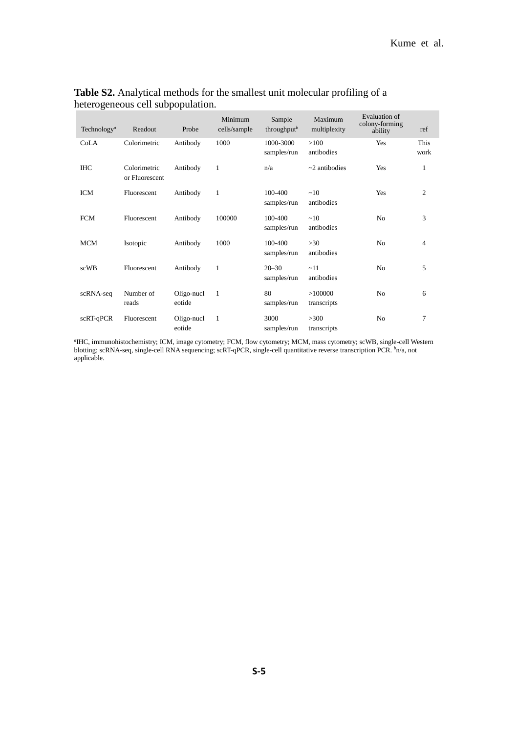**Table S2.** Analytical methods for the smallest unit molecular profiling of a heterogeneous cell subpopulation.

| Technology[a] | Readout | Probe | Minimum cells/sample | Sample throughput[b] | Maximum multiplexity | Evaluation of colony-forming ability | ref |
|---|---|---|---|---|---|---|---|
| CoLA | Colorimetric | Antibody | 1000 | 1000-3000 samples/run | >100 antibodies | Yes | This work |
| IHC | Colorimetric or Fluorescent | Antibody | 1 | n/a | ~2 antibodies | Yes | 1 |
| ICM | Fluorescent | Antibody | 1 | 100-400 samples/run | ~10 antibodies | Yes | 2 |
| FCM | Fluorescent | Antibody | 100000 | 100-400 samples/run | ~10 antibodies | No | 3 |
| MCM | Isotopic | Antibody | 1000 | 100-400 samples/run | >30 antibodies | No | 4 |
| scWB | Fluorescent | Antibody | 1 | 20–30 samples/run | ~11 antibodies | No | 5 |
| scRNA-seq | Number of reads | Oligo-nucleotide | 1 | 80 samples/run | >100000 transcripts | No | 6 |
| scRT-qPCR | Fluorescent | Oligo-nucleotide | 1 | 3000 samples/run | >300 transcripts | No | 7 |

[a]IHC, immunohistochemistry; ICM, image cytometry; FCM, flow cytometry; MCM, mass cytometry; scWB, single-cell Western blotting; scRNA-seq, single-cell RNA sequencing; scRT-qPCR, single-cell quantitative reverse transcription PCR. [b]n/a, not applicable.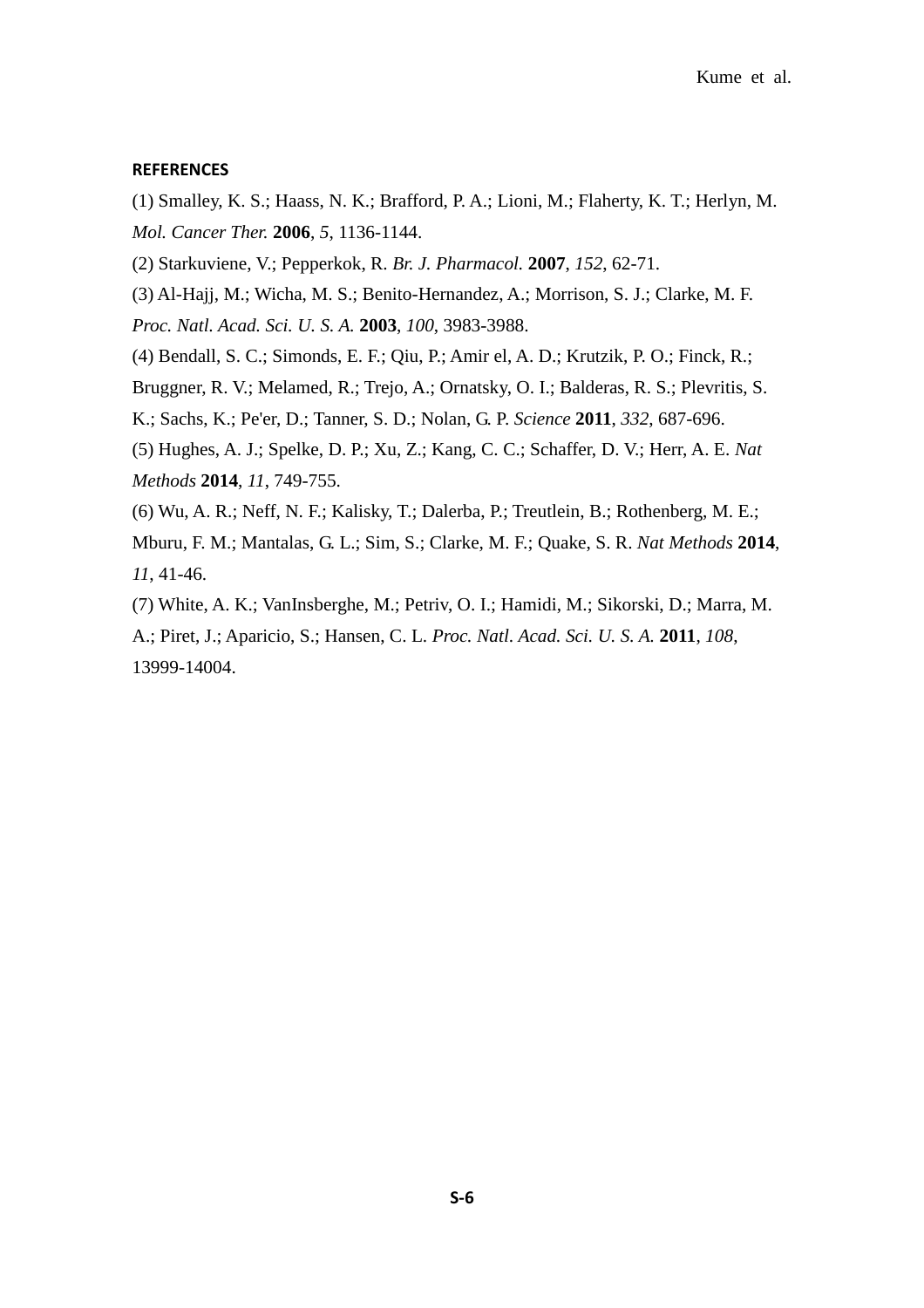## REFERENCES

(1) Smalley, K. S.; Haass, N. K.; Brafford, P. A.; Lioni, M.; Flaherty, K. T.; Herlyn, M. *Mol. Cancer Ther.* **2006**, *5*, 1136-1144.

(2) Starkuviene, V.; Pepperkok, R. *Br. J. Pharmacol.* **2007**, *152*, 62-71.

(3) Al-Hajj, M.; Wicha, M. S.; Benito-Hernandez, A.; Morrison, S. J.; Clarke, M. F. *Proc. Natl. Acad. Sci. U. S. A.* **2003**, *100*, 3983-3988.

(4) Bendall, S. C.; Simonds, E. F.; Qiu, P.; Amir el, A. D.; Krutzik, P. O.; Finck, R.; Bruggner, R. V.; Melamed, R.; Trejo, A.; Ornatsky, O. I.; Balderas, R. S.; Plevritis, S. K.; Sachs, K.; Pe'er, D.; Tanner, S. D.; Nolan, G. P. *Science* **2011**, *332*, 687-696.

(5) Hughes, A. J.; Spelke, D. P.; Xu, Z.; Kang, C. C.; Schaffer, D. V.; Herr, A. E. *Nat Methods* **2014**, *11*, 749-755.

(6) Wu, A. R.; Neff, N. F.; Kalisky, T.; Dalerba, P.; Treutlein, B.; Rothenberg, M. E.; Mburu, F. M.; Mantalas, G. L.; Sim, S.; Clarke, M. F.; Quake, S. R. *Nat Methods* **2014**, *11*, 41-46.

(7) White, A. K.; VanInsberghe, M.; Petriv, O. I.; Hamidi, M.; Sikorski, D.; Marra, M. A.; Piret, J.; Aparicio, S.; Hansen, C. L. *Proc. Natl. Acad. Sci. U. S. A.* **2011**, *108*, 13999-14004.